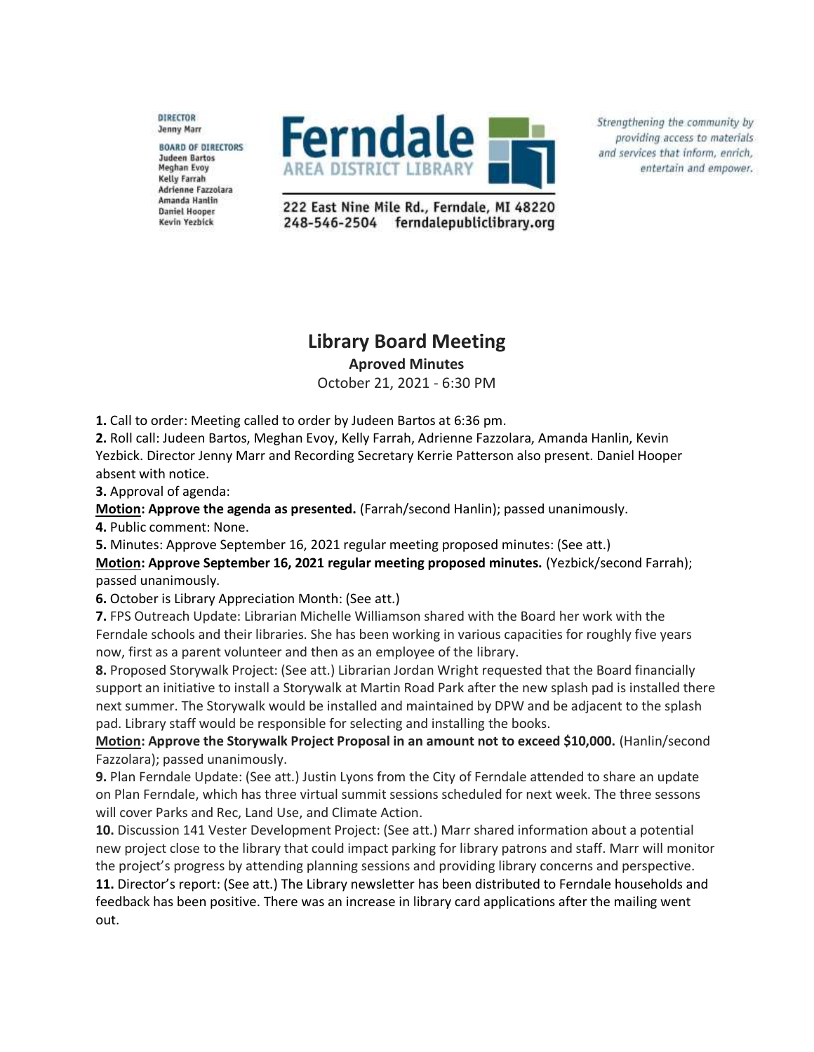DIRECTOR
Jenny Marr

BOARD OF DIRECTORS
Judeen Bartos
Meghan Evoy
Kelly Farrah
Adrienne Fazzolara
Amanda Hanlin
Daniel Hooper
Kevin Yezbick

**Ferndale**
AREA DISTRICT LIBRARY

222 East Nine Mile Rd., Ferndale, MI 48220
248-546-2504 ferndalepubliclibrary.org

*Strengthening the community by providing access to materials and services that inform, enrich, entertain and empower.*

# Library Board Meeting

**Aproved Minutes**

October 21, 2021 - 6:30 PM

**1.** Call to order: Meeting called to order by Judeen Bartos at 6:36 pm.

**2.** Roll call: Judeen Bartos, Meghan Evoy, Kelly Farrah, Adrienne Fazzolara, Amanda Hanlin, Kevin Yezbick. Director Jenny Marr and Recording Secretary Kerrie Patterson also present. Daniel Hooper absent with notice.

**3.** Approval of agenda:

**Motion: Approve the agenda as presented.** (Farrah/second Hanlin); passed unanimously.

**4.** Public comment: None.

**5.** Minutes: Approve September 16, 2021 regular meeting proposed minutes: (See att.)

**Motion: Approve September 16, 2021 regular meeting proposed minutes.** (Yezbick/second Farrah); passed unanimously.

**6.** October is Library Appreciation Month: (See att.)

**7.** FPS Outreach Update: Librarian Michelle Williamson shared with the Board her work with the Ferndale schools and their libraries. She has been working in various capacities for roughly five years now, first as a parent volunteer and then as an employee of the library.

**8.** Proposed Storywalk Project: (See att.) Librarian Jordan Wright requested that the Board financially support an initiative to install a Storywalk at Martin Road Park after the new splash pad is installed there next summer. The Storywalk would be installed and maintained by DPW and be adjacent to the splash pad. Library staff would be responsible for selecting and installing the books.

**Motion: Approve the Storywalk Project Proposal in an amount not to exceed $10,000.** (Hanlin/second Fazzolara); passed unanimously.

**9.** Plan Ferndale Update: (See att.) Justin Lyons from the City of Ferndale attended to share an update on Plan Ferndale, which has three virtual summit sessions scheduled for next week. The three sessons will cover Parks and Rec, Land Use, and Climate Action.

**10.** Discussion 141 Vester Development Project: (See att.) Marr shared information about a potential new project close to the library that could impact parking for library patrons and staff. Marr will monitor the project's progress by attending planning sessions and providing library concerns and perspective.

**11.** Director's report: (See att.) The Library newsletter has been distributed to Ferndale households and feedback has been positive. There was an increase in library card applications after the mailing went out.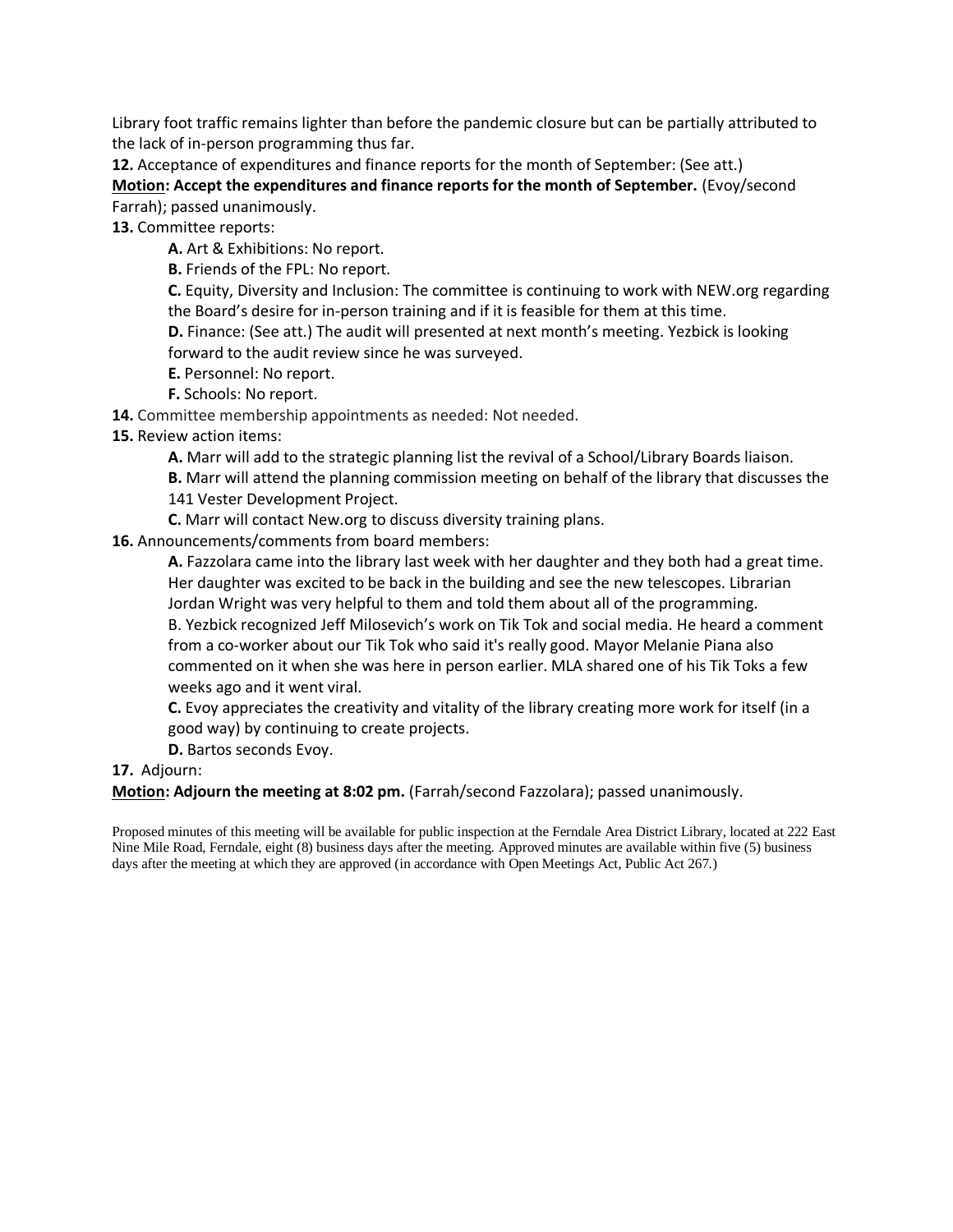Library foot traffic remains lighter than before the pandemic closure but can be partially attributed to the lack of in-person programming thus far.

**12.** Acceptance of expenditures and finance reports for the month of September: (See att.)

**<u>Motion</u>: Accept the expenditures and finance reports for the month of September.** (Evoy/second Farrah); passed unanimously.

**13.** Committee reports:

> **A.** Art & Exhibitions: No report.
>
> **B.** Friends of the FPL: No report.
>
> **C.** Equity, Diversity and Inclusion: The committee is continuing to work with NEW.org regarding the Board's desire for in-person training and if it is feasible for them at this time.
>
> **D.** Finance: (See att.) The audit will presented at next month's meeting. Yezbick is looking forward to the audit review since he was surveyed.
>
> **E.** Personnel: No report.
>
> **F.** Schools: No report.

**14.** Committee membership appointments as needed: Not needed.

**15.** Review action items:

> **A.** Marr will add to the strategic planning list the revival of a School/Library Boards liaison.
>
> **B.** Marr will attend the planning commission meeting on behalf of the library that discusses the 141 Vester Development Project.
>
> **C.** Marr will contact New.org to discuss diversity training plans.

**16.** Announcements/comments from board members:

> **A.** Fazzolara came into the library last week with her daughter and they both had a great time. Her daughter was excited to be back in the building and see the new telescopes. Librarian Jordan Wright was very helpful to them and told them about all of the programming.
>
> B. Yezbick recognized Jeff Milosevich's work on Tik Tok and social media. He heard a comment from a co-worker about our Tik Tok who said it's really good. Mayor Melanie Piana also commented on it when she was here in person earlier. MLA shared one of his Tik Toks a few weeks ago and it went viral.
>
> **C.** Evoy appreciates the creativity and vitality of the library creating more work for itself (in a good way) by continuing to create projects.
>
> **D.** Bartos seconds Evoy.

**17.** Adjourn:

**<u>Motion</u>: Adjourn the meeting at 8:02 pm.** (Farrah/second Fazzolara); passed unanimously.

Proposed minutes of this meeting will be available for public inspection at the Ferndale Area District Library, located at 222 East Nine Mile Road, Ferndale, eight (8) business days after the meeting. Approved minutes are available within five (5) business days after the meeting at which they are approved (in accordance with Open Meetings Act, Public Act 267.)